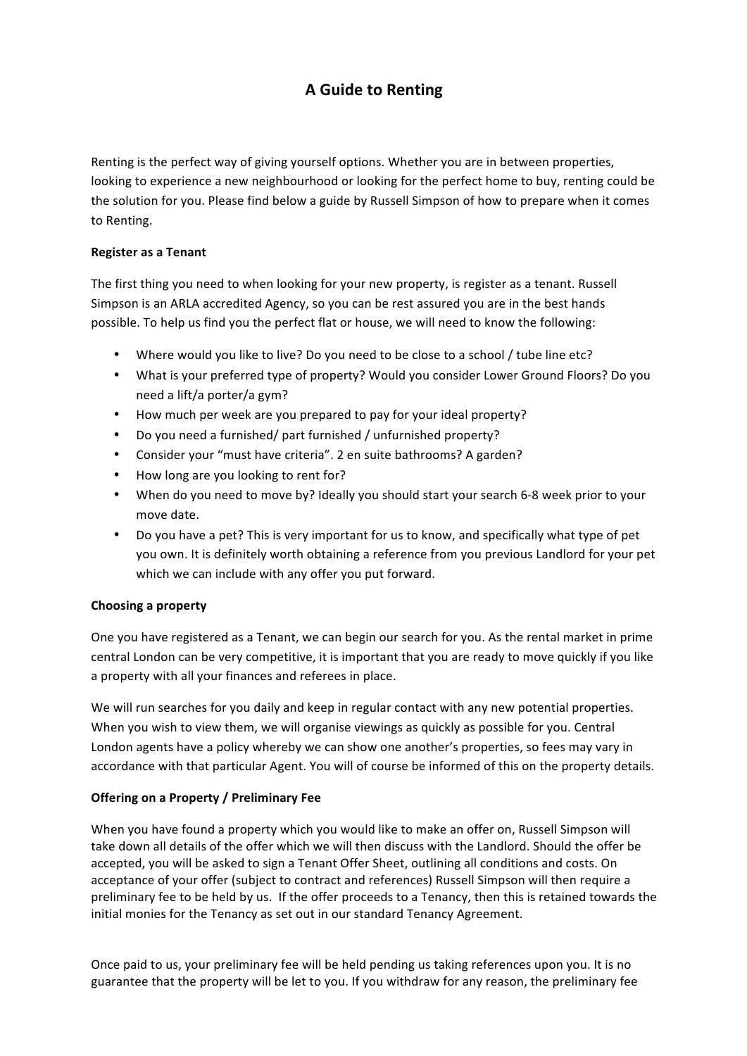# A Guide to Renting

Renting is the perfect way of giving yourself options. Whether you are in between properties, looking to experience a new neighbourhood or looking for the perfect home to buy, renting could be the solution for you. Please find below a guide by Russell Simpson of how to prepare when it comes to Renting.

**Register as a Tenant**

The first thing you need to when looking for your new property, is register as a tenant. Russell Simpson is an ARLA accredited Agency, so you can be rest assured you are in the best hands possible. To help us find you the perfect flat or house, we will need to know the following:

- Where would you like to live? Do you need to be close to a school / tube line etc?
- What is your preferred type of property? Would you consider Lower Ground Floors? Do you need a lift/a porter/a gym?
- How much per week are you prepared to pay for your ideal property?
- Do you need a furnished/ part furnished / unfurnished property?
- Consider your "must have criteria". 2 en suite bathrooms? A garden?
- How long are you looking to rent for?
- When do you need to move by? Ideally you should start your search 6-8 week prior to your move date.
- Do you have a pet? This is very important for us to know, and specifically what type of pet you own. It is definitely worth obtaining a reference from you previous Landlord for your pet which we can include with any offer you put forward.

**Choosing a property**

One you have registered as a Tenant, we can begin our search for you. As the rental market in prime central London can be very competitive, it is important that you are ready to move quickly if you like a property with all your finances and referees in place.

We will run searches for you daily and keep in regular contact with any new potential properties. When you wish to view them, we will organise viewings as quickly as possible for you. Central London agents have a policy whereby we can show one another's properties, so fees may vary in accordance with that particular Agent. You will of course be informed of this on the property details.

**Offering on a Property / Preliminary Fee**

When you have found a property which you would like to make an offer on, Russell Simpson will take down all details of the offer which we will then discuss with the Landlord. Should the offer be accepted, you will be asked to sign a Tenant Offer Sheet, outlining all conditions and costs. On acceptance of your offer (subject to contract and references) Russell Simpson will then require a preliminary fee to be held by us. If the offer proceeds to a Tenancy, then this is retained towards the initial monies for the Tenancy as set out in our standard Tenancy Agreement.

Once paid to us, your preliminary fee will be held pending us taking references upon you. It is no guarantee that the property will be let to you. If you withdraw for any reason, the preliminary fee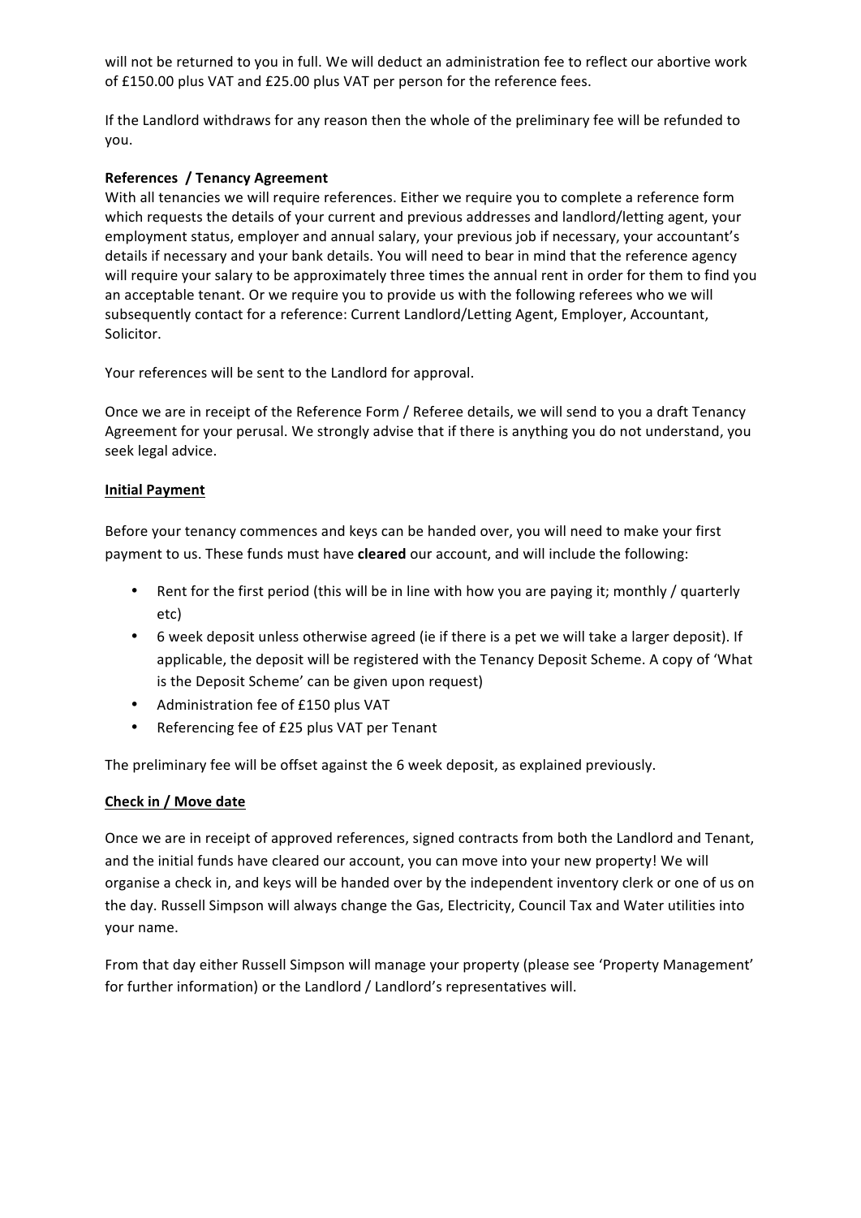will not be returned to you in full. We will deduct an administration fee to reflect our abortive work of £150.00 plus VAT and £25.00 plus VAT per person for the reference fees.

If the Landlord withdraws for any reason then the whole of the preliminary fee will be refunded to you.

**References / Tenancy Agreement**

With all tenancies we will require references. Either we require you to complete a reference form which requests the details of your current and previous addresses and landlord/letting agent, your employment status, employer and annual salary, your previous job if necessary, your accountant's details if necessary and your bank details. You will need to bear in mind that the reference agency will require your salary to be approximately three times the annual rent in order for them to find you an acceptable tenant. Or we require you to provide us with the following referees who we will subsequently contact for a reference: Current Landlord/Letting Agent, Employer, Accountant, Solicitor.

Your references will be sent to the Landlord for approval.

Once we are in receipt of the Reference Form / Referee details, we will send to you a draft Tenancy Agreement for your perusal. We strongly advise that if there is anything you do not understand, you seek legal advice.

**Initial Payment**

Before your tenancy commences and keys can be handed over, you will need to make your first payment to us. These funds must have **cleared** our account, and will include the following:

- Rent for the first period (this will be in line with how you are paying it; monthly / quarterly etc)
- 6 week deposit unless otherwise agreed (ie if there is a pet we will take a larger deposit). If applicable, the deposit will be registered with the Tenancy Deposit Scheme. A copy of 'What is the Deposit Scheme' can be given upon request)
- Administration fee of £150 plus VAT
- Referencing fee of £25 plus VAT per Tenant

The preliminary fee will be offset against the 6 week deposit, as explained previously.

**Check in / Move date**

Once we are in receipt of approved references, signed contracts from both the Landlord and Tenant, and the initial funds have cleared our account, you can move into your new property! We will organise a check in, and keys will be handed over by the independent inventory clerk or one of us on the day. Russell Simpson will always change the Gas, Electricity, Council Tax and Water utilities into your name.

From that day either Russell Simpson will manage your property (please see 'Property Management' for further information) or the Landlord / Landlord's representatives will.